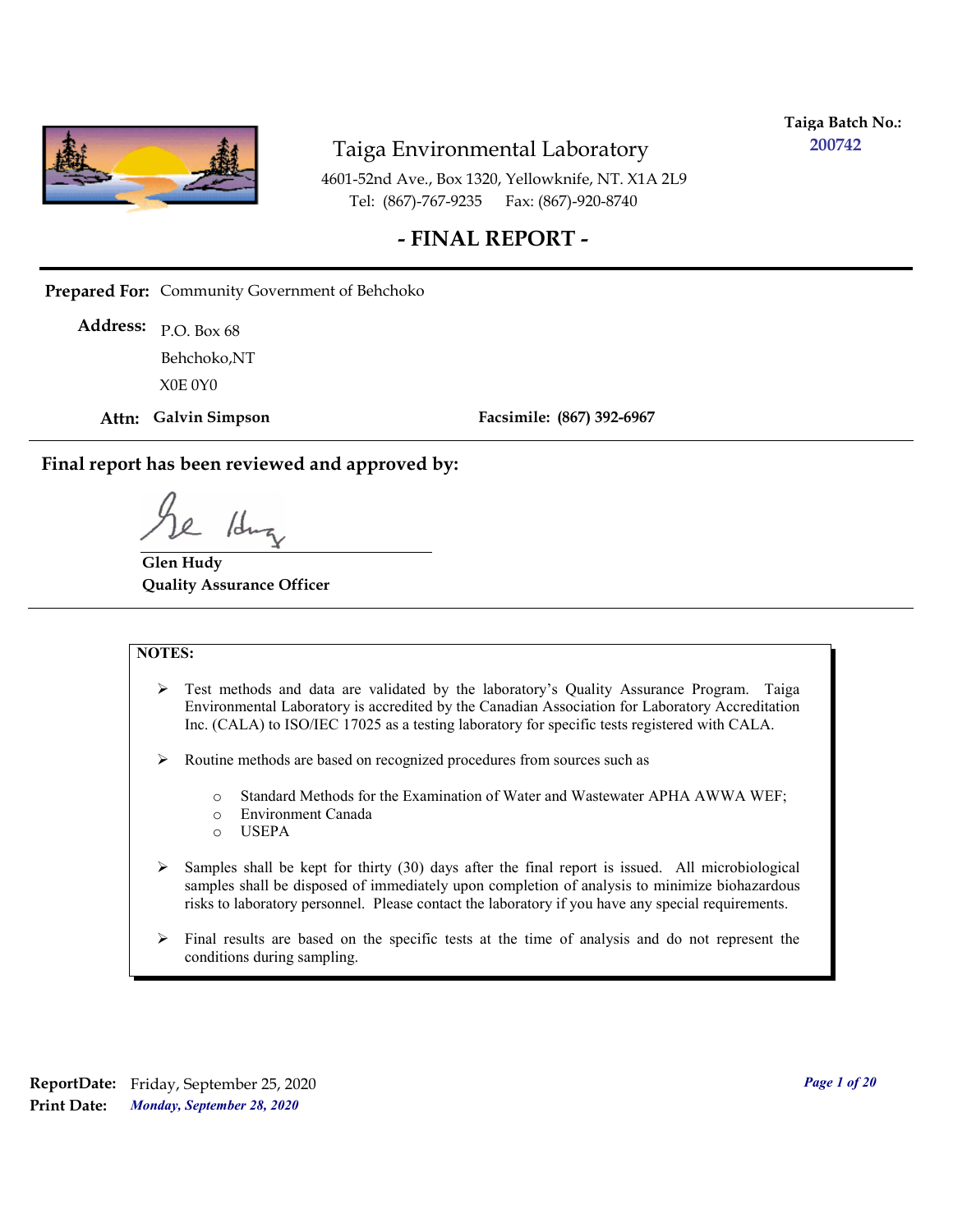**Taiga Batch No.:** 200742

# Taiga Environmental Laboratory

4601-52nd Ave., Box 1320, Yellowknife, NT. X1A 2L9
Tel: (867)-767-9235 Fax: (867)-920-8740

## - FINAL REPORT -

**Prepared For:** Community Government of Behchoko

**Address:** P.O. Box 68
Behchoko,NT
X0E 0Y0

**Attn:** **Galvin Simpson** **Facsimile:** **(867) 392-6967**

### Final report has been reviewed and approved by:

**Glen Hudy**
**Quality Assurance Officer**

**NOTES:**

- Test methods and data are validated by the laboratory's Quality Assurance Program. Taiga Environmental Laboratory is accredited by the Canadian Association for Laboratory Accreditation Inc. (CALA) to ISO/IEC 17025 as a testing laboratory for specific tests registered with CALA.
- Routine methods are based on recognized procedures from sources such as
  - Standard Methods for the Examination of Water and Wastewater APHA AWWA WEF;
  - Environment Canada
  - USEPA
- Samples shall be kept for thirty (30) days after the final report is issued. All microbiological samples shall be disposed of immediately upon completion of analysis to minimize biohazardous risks to laboratory personnel. Please contact the laboratory if you have any special requirements.
- Final results are based on the specific tests at the time of analysis and do not represent the conditions during sampling.

**ReportDate:** Friday, September 25, 2020
**Print Date:** *Monday, September 28, 2020*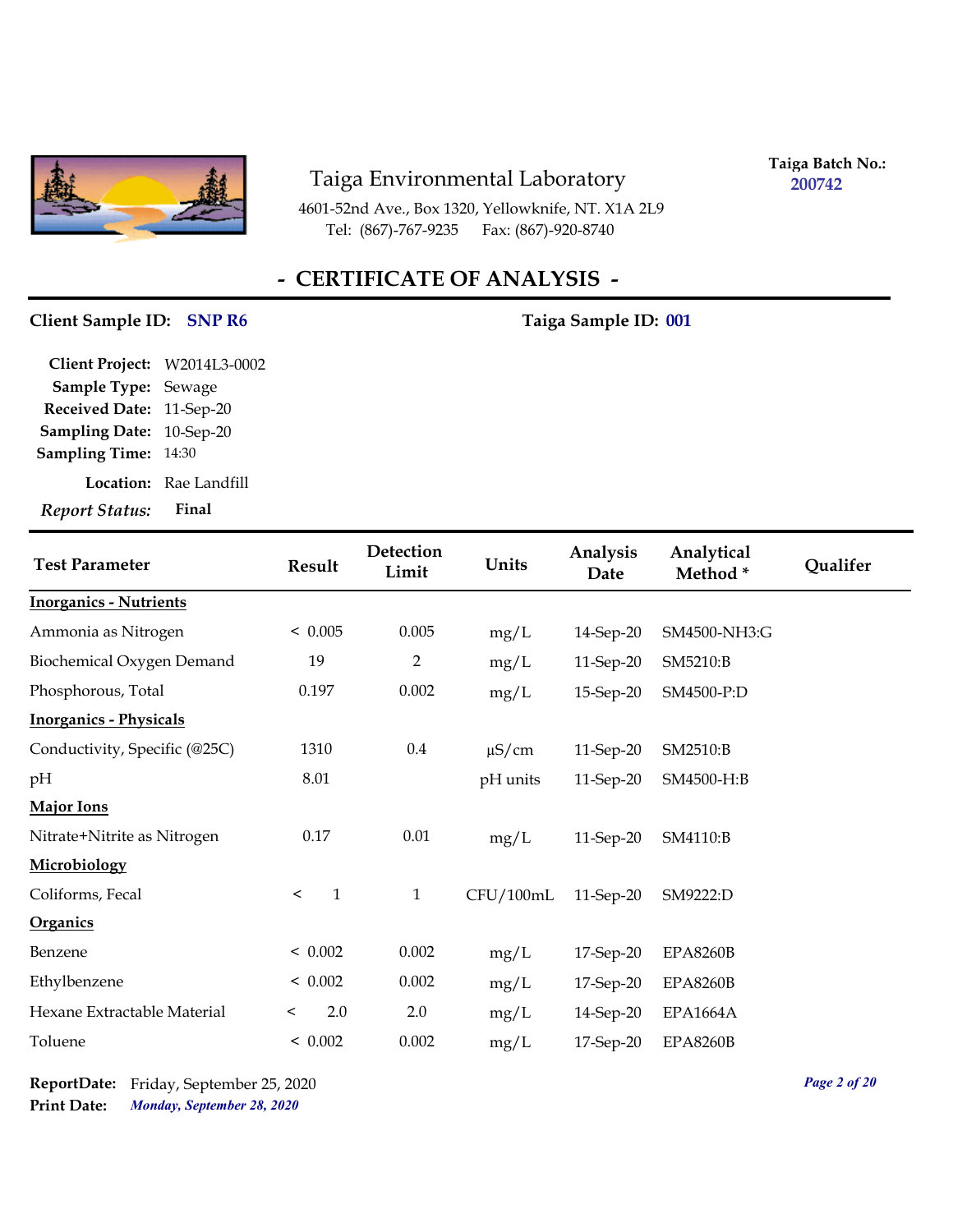# Taiga Environmental Laboratory

4601-52nd Ave., Box 1320, Yellowknife, NT. X1A 2L9
Tel: (867)-767-9235 Fax: (867)-920-8740

**Taiga Batch No.:** 200742

## - CERTIFICATE OF ANALYSIS -

**Client Sample ID:** **SNP R6** **Taiga Sample ID:** **001**

**Client Project:** W2014L3-0002
**Sample Type:** Sewage
**Received Date:** 11-Sep-20
**Sampling Date:** 10-Sep-20
**Sampling Time:** 14:30
**Location:** Rae Landfill
***Report Status:*** **Final**

| Test Parameter | Result | Detection Limit | Units | Analysis Date | Analytical Method * | Qualifer |
|---|---|---|---|---|---|---|
| **Inorganics - Nutrients** | | | | | | |
| Ammonia as Nitrogen | < 0.005 | 0.005 | mg/L | 14-Sep-20 | SM4500-NH3:G | |
| Biochemical Oxygen Demand | 19 | 2 | mg/L | 11-Sep-20 | SM5210:B | |
| Phosphorous, Total | 0.197 | 0.002 | mg/L | 15-Sep-20 | SM4500-P:D | |
| **Inorganics - Physicals** | | | | | | |
| Conductivity, Specific (@25C) | 1310 | 0.4 | µS/cm | 11-Sep-20 | SM2510:B | |
| pH | 8.01 | | pH units | 11-Sep-20 | SM4500-H:B | |
| **Major Ions** | | | | | | |
| Nitrate+Nitrite as Nitrogen | 0.17 | 0.01 | mg/L | 11-Sep-20 | SM4110:B | |
| **Microbiology** | | | | | | |
| Coliforms, Fecal | < 1 | 1 | CFU/100mL | 11-Sep-20 | SM9222:D | |
| **Organics** | | | | | | |
| Benzene | < 0.002 | 0.002 | mg/L | 17-Sep-20 | EPA8260B | |
| Ethylbenzene | < 0.002 | 0.002 | mg/L | 17-Sep-20 | EPA8260B | |
| Hexane Extractable Material | < 2.0 | 2.0 | mg/L | 14-Sep-20 | EPA1664A | |
| Toluene | < 0.002 | 0.002 | mg/L | 17-Sep-20 | EPA8260B | |

**ReportDate:** Friday, September 25, 2020
**Print Date:** ***Monday, September 28, 2020***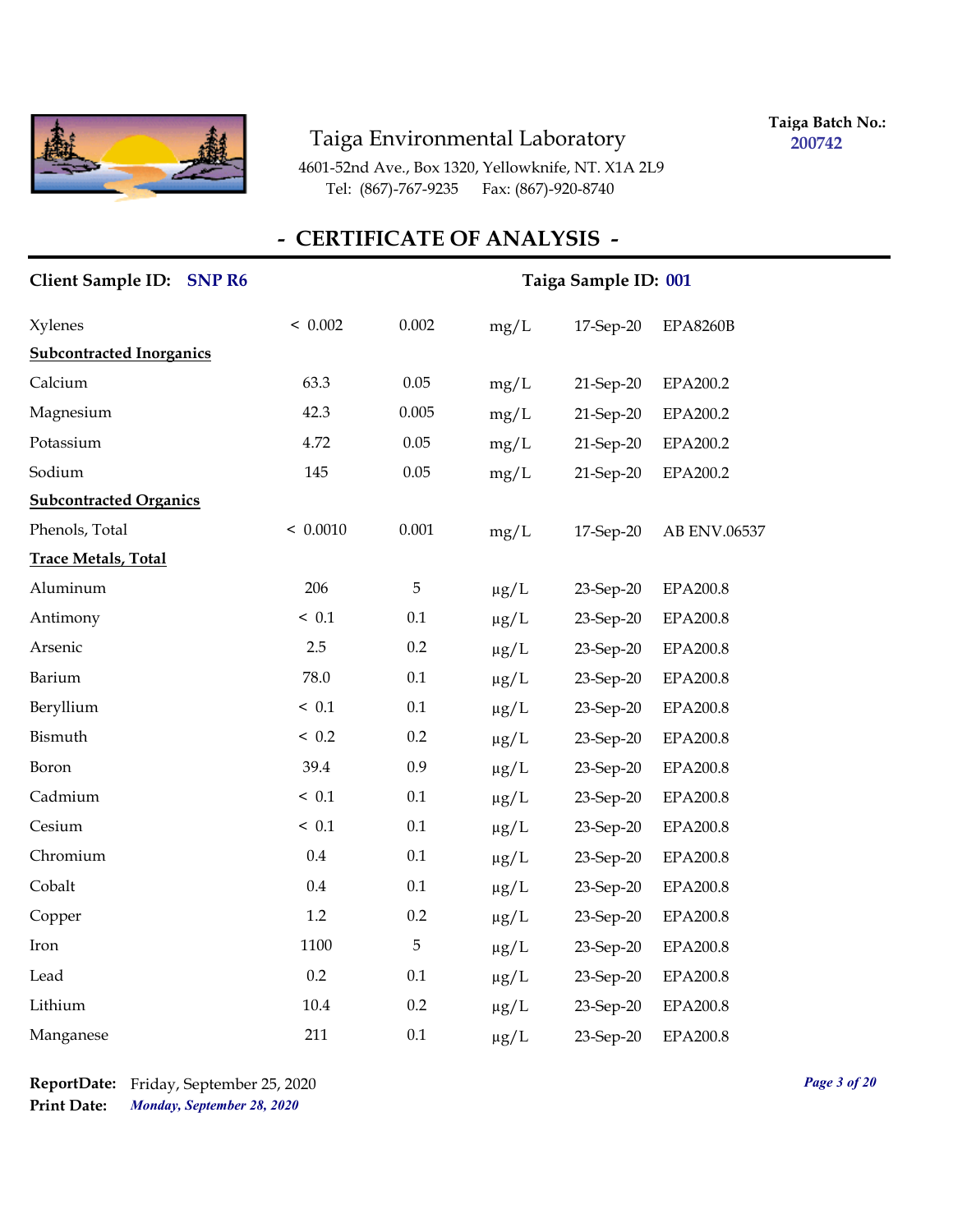Taiga Environmental Laboratory

4601-52nd Ave., Box 1320, Yellowknife, NT. X1A 2L9
Tel: (867)-767-9235 Fax: (867)-920-8740

**Taiga Batch No.:** 200742

## - CERTIFICATE OF ANALYSIS -

**Client Sample ID:** SNP R6 **Taiga Sample ID:** 001

| | | | | | |
|---|---|---|---|---|---|
| Xylenes | < 0.002 | 0.002 | mg/L | 17-Sep-20 | EPA8260B |
| **Subcontracted Inorganics** | | | | | |
| Calcium | 63.3 | 0.05 | mg/L | 21-Sep-20 | EPA200.2 |
| Magnesium | 42.3 | 0.005 | mg/L | 21-Sep-20 | EPA200.2 |
| Potassium | 4.72 | 0.05 | mg/L | 21-Sep-20 | EPA200.2 |
| Sodium | 145 | 0.05 | mg/L | 21-Sep-20 | EPA200.2 |
| **Subcontracted Organics** | | | | | |
| Phenols, Total | < 0.0010 | 0.001 | mg/L | 17-Sep-20 | AB ENV.06537 |
| **Trace Metals, Total** | | | | | |
| Aluminum | 206 | 5 | µg/L | 23-Sep-20 | EPA200.8 |
| Antimony | < 0.1 | 0.1 | µg/L | 23-Sep-20 | EPA200.8 |
| Arsenic | 2.5 | 0.2 | µg/L | 23-Sep-20 | EPA200.8 |
| Barium | 78.0 | 0.1 | µg/L | 23-Sep-20 | EPA200.8 |
| Beryllium | < 0.1 | 0.1 | µg/L | 23-Sep-20 | EPA200.8 |
| Bismuth | < 0.2 | 0.2 | µg/L | 23-Sep-20 | EPA200.8 |
| Boron | 39.4 | 0.9 | µg/L | 23-Sep-20 | EPA200.8 |
| Cadmium | < 0.1 | 0.1 | µg/L | 23-Sep-20 | EPA200.8 |
| Cesium | < 0.1 | 0.1 | µg/L | 23-Sep-20 | EPA200.8 |
| Chromium | 0.4 | 0.1 | µg/L | 23-Sep-20 | EPA200.8 |
| Cobalt | 0.4 | 0.1 | µg/L | 23-Sep-20 | EPA200.8 |
| Copper | 1.2 | 0.2 | µg/L | 23-Sep-20 | EPA200.8 |
| Iron | 1100 | 5 | µg/L | 23-Sep-20 | EPA200.8 |
| Lead | 0.2 | 0.1 | µg/L | 23-Sep-20 | EPA200.8 |
| Lithium | 10.4 | 0.2 | µg/L | 23-Sep-20 | EPA200.8 |
| Manganese | 211 | 0.1 | µg/L | 23-Sep-20 | EPA200.8 |

**ReportDate:** Friday, September 25, 2020
**Print Date:** *Monday, September 28, 2020*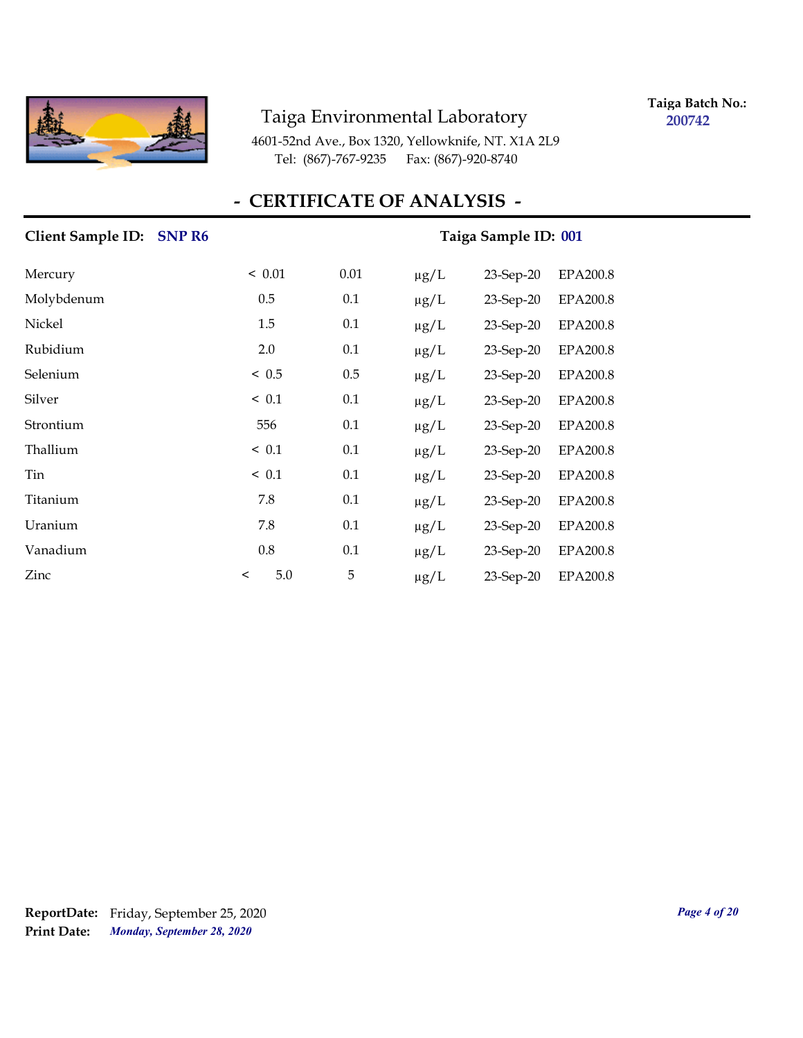Taiga Environmental Laboratory

4601-52nd Ave., Box 1320, Yellowknife, NT. X1A 2L9
Tel: (867)-767-9235 Fax: (867)-920-8740

**Taiga Batch No.:** **200742**

# - CERTIFICATE OF ANALYSIS -

**Client Sample ID:** **SNP R6** **Taiga Sample ID:** **001**

| | | | | | |
|---|---|---|---|---|---|
| Mercury | < 0.01 | 0.01 | µg/L | 23-Sep-20 | EPA200.8 |
| Molybdenum | 0.5 | 0.1 | µg/L | 23-Sep-20 | EPA200.8 |
| Nickel | 1.5 | 0.1 | µg/L | 23-Sep-20 | EPA200.8 |
| Rubidium | 2.0 | 0.1 | µg/L | 23-Sep-20 | EPA200.8 |
| Selenium | < 0.5 | 0.5 | µg/L | 23-Sep-20 | EPA200.8 |
| Silver | < 0.1 | 0.1 | µg/L | 23-Sep-20 | EPA200.8 |
| Strontium | 556 | 0.1 | µg/L | 23-Sep-20 | EPA200.8 |
| Thallium | < 0.1 | 0.1 | µg/L | 23-Sep-20 | EPA200.8 |
| Tin | < 0.1 | 0.1 | µg/L | 23-Sep-20 | EPA200.8 |
| Titanium | 7.8 | 0.1 | µg/L | 23-Sep-20 | EPA200.8 |
| Uranium | 7.8 | 0.1 | µg/L | 23-Sep-20 | EPA200.8 |
| Vanadium | 0.8 | 0.1 | µg/L | 23-Sep-20 | EPA200.8 |
| Zinc | < 5.0 | 5 | µg/L | 23-Sep-20 | EPA200.8 |

**ReportDate:** Friday, September 25, 2020
**Print Date:** ***Monday, September 28, 2020***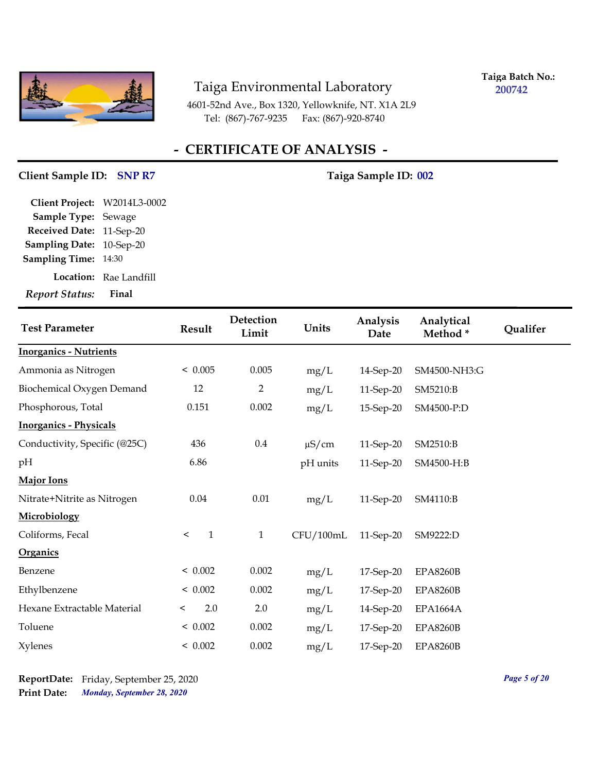# Taiga Environmental Laboratory

4601-52nd Ave., Box 1320, Yellowknife, NT. X1A 2L9
Tel: (867)-767-9235 Fax: (867)-920-8740

**Taiga Batch No.:** 200742

## - CERTIFICATE OF ANALYSIS -

**Client Sample ID:** SNP R7 **Taiga Sample ID:** 002

**Client Project:** W2014L3-0002
**Sample Type:** Sewage
**Received Date:** 11-Sep-20
**Sampling Date:** 10-Sep-20
**Sampling Time:** 14:30
**Location:** Rae Landfill
*Report Status:* **Final**

| Test Parameter | Result | Detection Limit | Units | Analysis Date | Analytical Method * | Qualifer |
|---|---|---|---|---|---|---|
| **Inorganics - Nutrients** | | | | | | |
| Ammonia as Nitrogen | < 0.005 | 0.005 | mg/L | 14-Sep-20 | SM4500-NH3:G | |
| Biochemical Oxygen Demand | 12 | 2 | mg/L | 11-Sep-20 | SM5210:B | |
| Phosphorous, Total | 0.151 | 0.002 | mg/L | 15-Sep-20 | SM4500-P:D | |
| **Inorganics - Physicals** | | | | | | |
| Conductivity, Specific (@25C) | 436 | 0.4 | µS/cm | 11-Sep-20 | SM2510:B | |
| pH | 6.86 | | pH units | 11-Sep-20 | SM4500-H:B | |
| **Major Ions** | | | | | | |
| Nitrate+Nitrite as Nitrogen | 0.04 | 0.01 | mg/L | 11-Sep-20 | SM4110:B | |
| **Microbiology** | | | | | | |
| Coliforms, Fecal | < 1 | 1 | CFU/100mL | 11-Sep-20 | SM9222:D | |
| **Organics** | | | | | | |
| Benzene | < 0.002 | 0.002 | mg/L | 17-Sep-20 | EPA8260B | |
| Ethylbenzene | < 0.002 | 0.002 | mg/L | 17-Sep-20 | EPA8260B | |
| Hexane Extractable Material | < 2.0 | 2.0 | mg/L | 14-Sep-20 | EPA1664A | |
| Toluene | < 0.002 | 0.002 | mg/L | 17-Sep-20 | EPA8260B | |
| Xylenes | < 0.002 | 0.002 | mg/L | 17-Sep-20 | EPA8260B | |

**ReportDate:** Friday, September 25, 2020
**Print Date:** *Monday, September 28, 2020*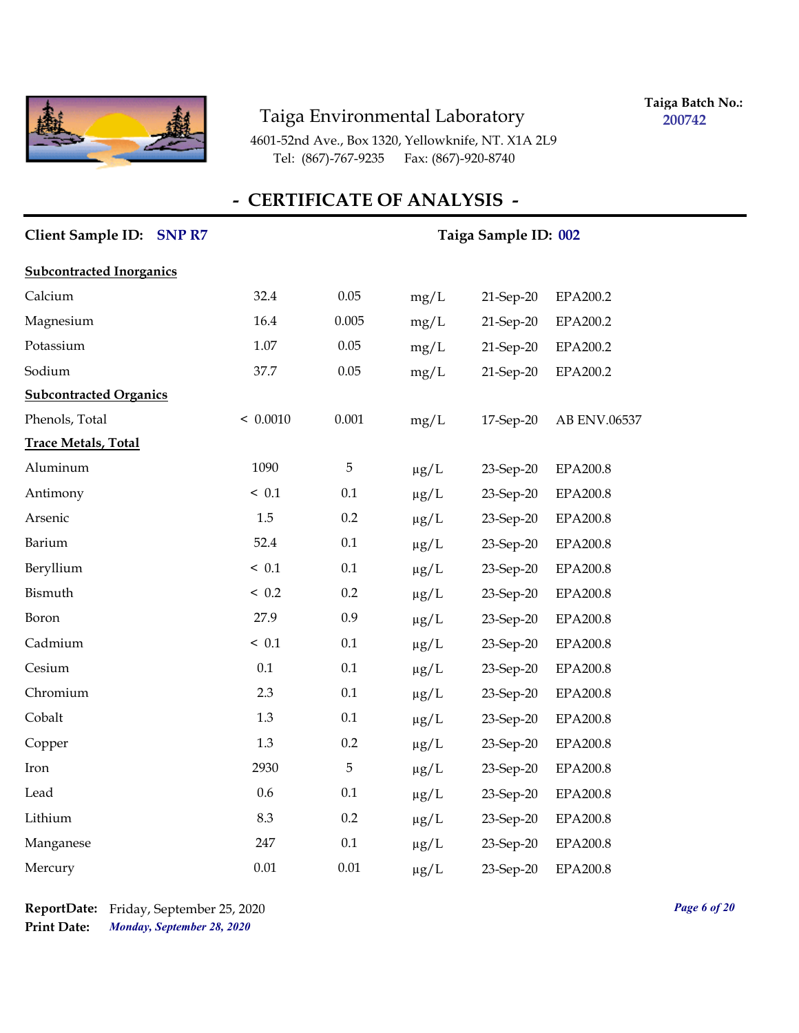# Taiga Environmental Laboratory

4601-52nd Ave., Box 1320, Yellowknife, NT. X1A 2L9
Tel: (867)-767-9235 Fax: (867)-920-8740

**Taiga Batch No.:** 200742

## - CERTIFICATE OF ANALYSIS -

**Client Sample ID:** SNP R7 **Taiga Sample ID:** 002

| | | | | | |
|---|---|---|---|---|---|
| **Subcontracted Inorganics** | | | | | |
| Calcium | 32.4 | 0.05 | mg/L | 21-Sep-20 | EPA200.2 |
| Magnesium | 16.4 | 0.005 | mg/L | 21-Sep-20 | EPA200.2 |
| Potassium | 1.07 | 0.05 | mg/L | 21-Sep-20 | EPA200.2 |
| Sodium | 37.7 | 0.05 | mg/L | 21-Sep-20 | EPA200.2 |
| **Subcontracted Organics** | | | | | |
| Phenols, Total | < 0.0010 | 0.001 | mg/L | 17-Sep-20 | AB ENV.06537 |
| **Trace Metals, Total** | | | | | |
| Aluminum | 1090 | 5 | µg/L | 23-Sep-20 | EPA200.8 |
| Antimony | < 0.1 | 0.1 | µg/L | 23-Sep-20 | EPA200.8 |
| Arsenic | 1.5 | 0.2 | µg/L | 23-Sep-20 | EPA200.8 |
| Barium | 52.4 | 0.1 | µg/L | 23-Sep-20 | EPA200.8 |
| Beryllium | < 0.1 | 0.1 | µg/L | 23-Sep-20 | EPA200.8 |
| Bismuth | < 0.2 | 0.2 | µg/L | 23-Sep-20 | EPA200.8 |
| Boron | 27.9 | 0.9 | µg/L | 23-Sep-20 | EPA200.8 |
| Cadmium | < 0.1 | 0.1 | µg/L | 23-Sep-20 | EPA200.8 |
| Cesium | 0.1 | 0.1 | µg/L | 23-Sep-20 | EPA200.8 |
| Chromium | 2.3 | 0.1 | µg/L | 23-Sep-20 | EPA200.8 |
| Cobalt | 1.3 | 0.1 | µg/L | 23-Sep-20 | EPA200.8 |
| Copper | 1.3 | 0.2 | µg/L | 23-Sep-20 | EPA200.8 |
| Iron | 2930 | 5 | µg/L | 23-Sep-20 | EPA200.8 |
| Lead | 0.6 | 0.1 | µg/L | 23-Sep-20 | EPA200.8 |
| Lithium | 8.3 | 0.2 | µg/L | 23-Sep-20 | EPA200.8 |
| Manganese | 247 | 0.1 | µg/L | 23-Sep-20 | EPA200.8 |
| Mercury | 0.01 | 0.01 | µg/L | 23-Sep-20 | EPA200.8 |

**ReportDate:** Friday, September 25, 2020
**Print Date:** *Monday, September 28, 2020*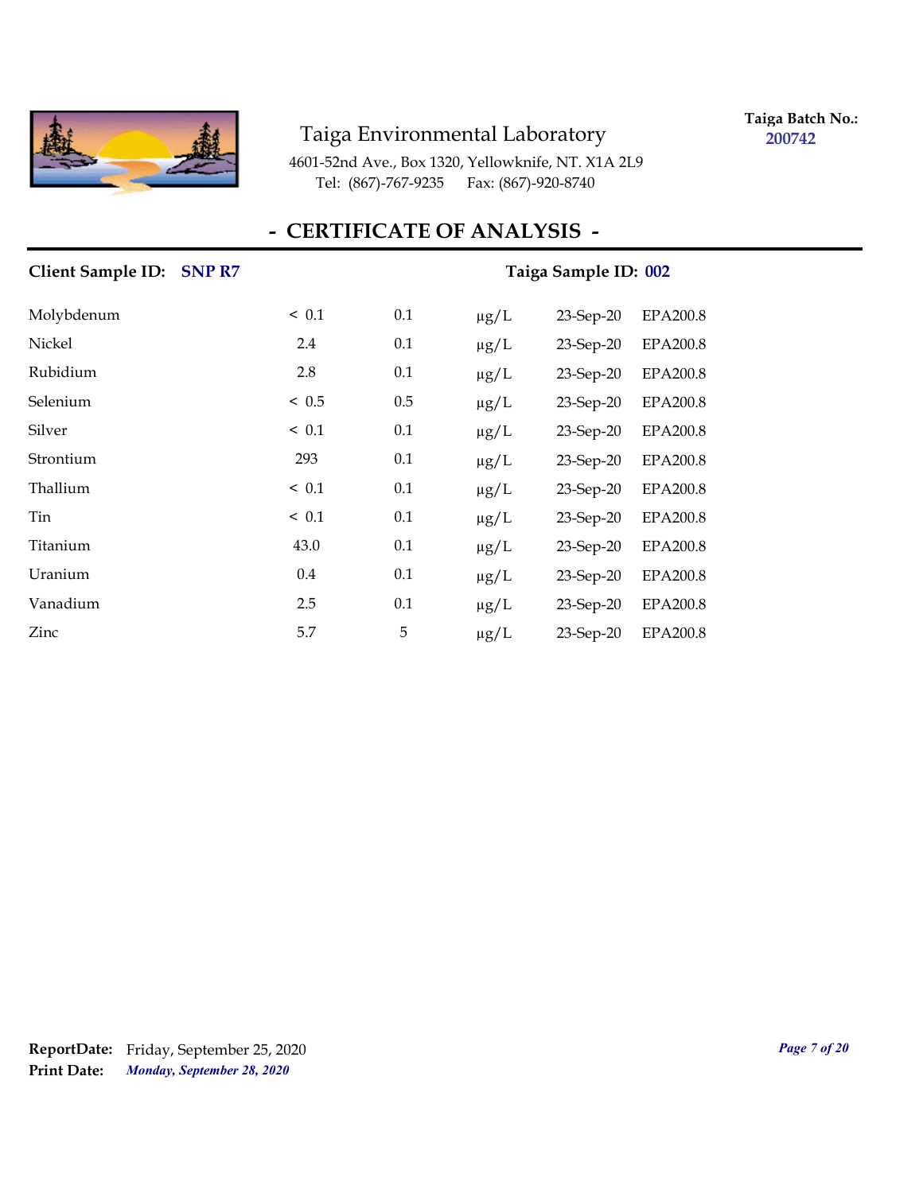Taiga Environmental Laboratory

4601-52nd Ave., Box 1320, Yellowknife, NT. X1A 2L9
Tel: (867)-767-9235 Fax: (867)-920-8740

**Taiga Batch No.:** 200742

## - CERTIFICATE OF ANALYSIS -

**Client Sample ID:** SNP R7 **Taiga Sample ID:** 002

| | | | | | |
|---|---|---|---|---|---|
| Molybdenum | < 0.1 | 0.1 | µg/L | 23-Sep-20 | EPA200.8 |
| Nickel | 2.4 | 0.1 | µg/L | 23-Sep-20 | EPA200.8 |
| Rubidium | 2.8 | 0.1 | µg/L | 23-Sep-20 | EPA200.8 |
| Selenium | < 0.5 | 0.5 | µg/L | 23-Sep-20 | EPA200.8 |
| Silver | < 0.1 | 0.1 | µg/L | 23-Sep-20 | EPA200.8 |
| Strontium | 293 | 0.1 | µg/L | 23-Sep-20 | EPA200.8 |
| Thallium | < 0.1 | 0.1 | µg/L | 23-Sep-20 | EPA200.8 |
| Tin | < 0.1 | 0.1 | µg/L | 23-Sep-20 | EPA200.8 |
| Titanium | 43.0 | 0.1 | µg/L | 23-Sep-20 | EPA200.8 |
| Uranium | 0.4 | 0.1 | µg/L | 23-Sep-20 | EPA200.8 |
| Vanadium | 2.5 | 0.1 | µg/L | 23-Sep-20 | EPA200.8 |
| Zinc | 5.7 | 5 | µg/L | 23-Sep-20 | EPA200.8 |

**ReportDate:** Friday, September 25, 2020
**Print Date:** *Monday, September 28, 2020*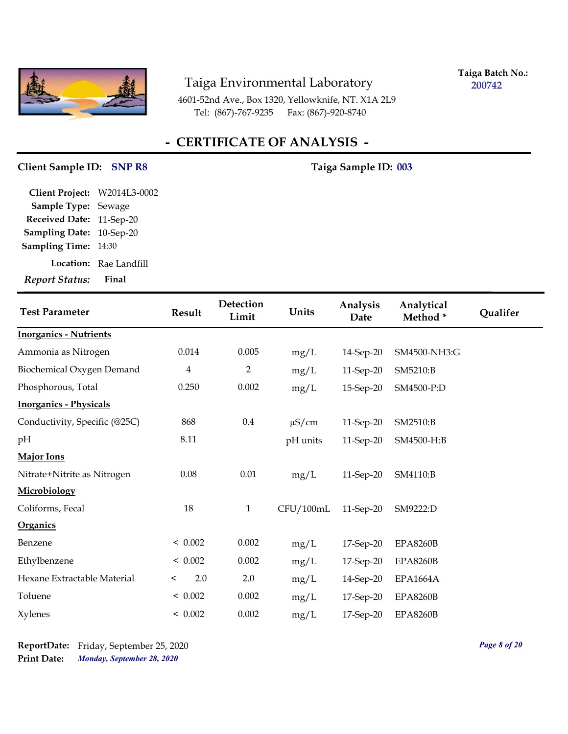# Taiga Environmental Laboratory

4601-52nd Ave., Box 1320, Yellowknife, NT. X1A 2L9
Tel: (867)-767-9235 Fax: (867)-920-8740

**Taiga Batch No.:** 200742

## - CERTIFICATE OF ANALYSIS -

**Client Sample ID:** SNP R8 **Taiga Sample ID:** 003

**Client Project:** W2014L3-0002
**Sample Type:** Sewage
**Received Date:** 11-Sep-20
**Sampling Date:** 10-Sep-20
**Sampling Time:** 14:30
**Location:** Rae Landfill
***Report Status:*** **Final**

| Test Parameter | Result | Detection Limit | Units | Analysis Date | Analytical Method * | Qualifer |
|---|---|---|---|---|---|---|
| **Inorganics - Nutrients** | | | | | | |
| Ammonia as Nitrogen | 0.014 | 0.005 | mg/L | 14-Sep-20 | SM4500-NH3:G | |
| Biochemical Oxygen Demand | 4 | 2 | mg/L | 11-Sep-20 | SM5210:B | |
| Phosphorous, Total | 0.250 | 0.002 | mg/L | 15-Sep-20 | SM4500-P:D | |
| **Inorganics - Physicals** | | | | | | |
| Conductivity, Specific (@25C) | 868 | 0.4 | µS/cm | 11-Sep-20 | SM2510:B | |
| pH | 8.11 | | pH units | 11-Sep-20 | SM4500-H:B | |
| **Major Ions** | | | | | | |
| Nitrate+Nitrite as Nitrogen | 0.08 | 0.01 | mg/L | 11-Sep-20 | SM4110:B | |
| **Microbiology** | | | | | | |
| Coliforms, Fecal | 18 | 1 | CFU/100mL | 11-Sep-20 | SM9222:D | |
| **Organics** | | | | | | |
| Benzene | < 0.002 | 0.002 | mg/L | 17-Sep-20 | EPA8260B | |
| Ethylbenzene | < 0.002 | 0.002 | mg/L | 17-Sep-20 | EPA8260B | |
| Hexane Extractable Material | < 2.0 | 2.0 | mg/L | 14-Sep-20 | EPA1664A | |
| Toluene | < 0.002 | 0.002 | mg/L | 17-Sep-20 | EPA8260B | |
| Xylenes | < 0.002 | 0.002 | mg/L | 17-Sep-20 | EPA8260B | |

**ReportDate:** Friday, September 25, 2020
**Print Date:** *Monday, September 28, 2020*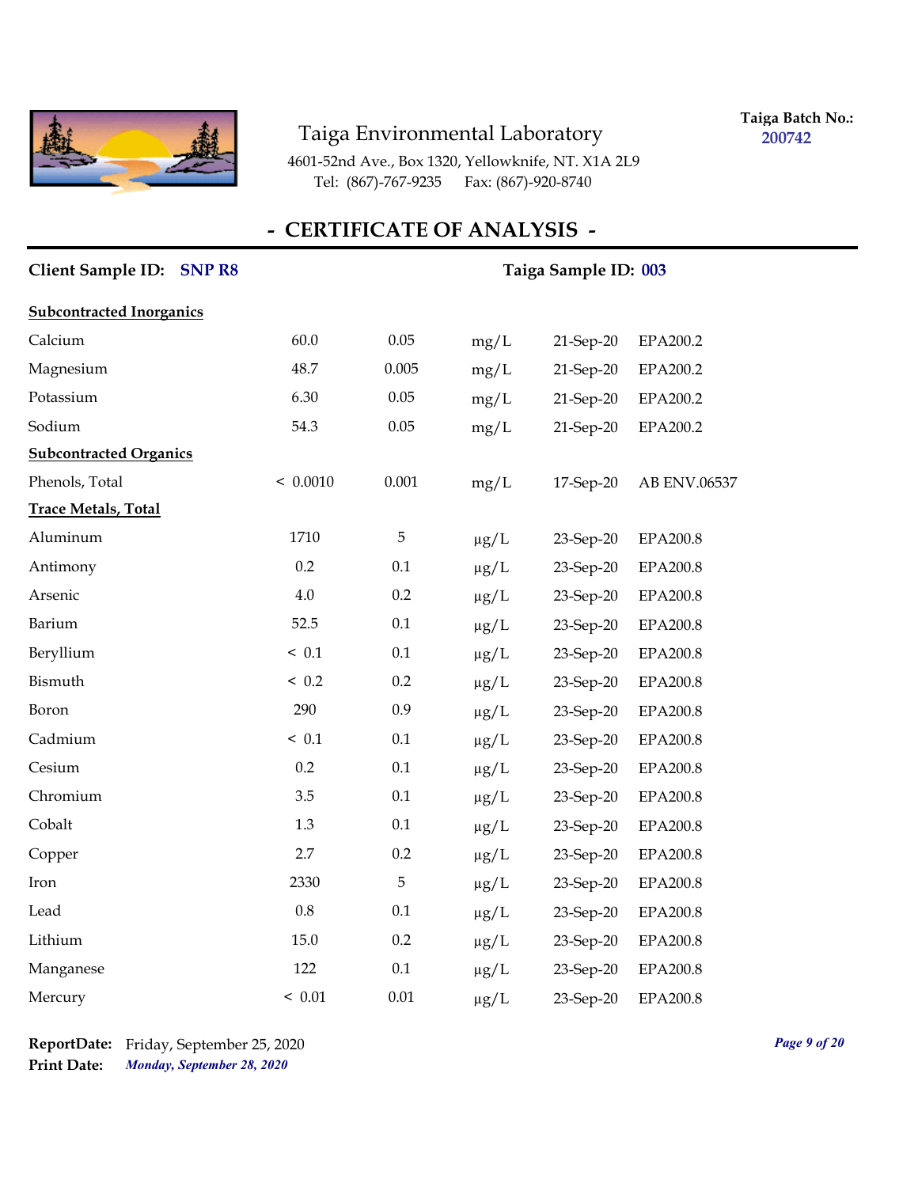Taiga Environmental Laboratory
4601-52nd Ave., Box 1320, Yellowknife, NT. X1A 2L9
Tel: (867)-767-9235 Fax: (867)-920-8740

**Taiga Batch No.:** 200742

## - CERTIFICATE OF ANALYSIS -

**Client Sample ID:** **SNP R8** **Taiga Sample ID:** **003**

| | | | | | |
|---|---|---|---|---|---|
| **Subcontracted Inorganics** | | | | | |
| Calcium | 60.0 | 0.05 | mg/L | 21-Sep-20 | EPA200.2 |
| Magnesium | 48.7 | 0.005 | mg/L | 21-Sep-20 | EPA200.2 |
| Potassium | 6.30 | 0.05 | mg/L | 21-Sep-20 | EPA200.2 |
| Sodium | 54.3 | 0.05 | mg/L | 21-Sep-20 | EPA200.2 |
| **Subcontracted Organics** | | | | | |
| Phenols, Total | < 0.0010 | 0.001 | mg/L | 17-Sep-20 | AB ENV.06537 |
| **Trace Metals, Total** | | | | | |
| Aluminum | 1710 | 5 | µg/L | 23-Sep-20 | EPA200.8 |
| Antimony | 0.2 | 0.1 | µg/L | 23-Sep-20 | EPA200.8 |
| Arsenic | 4.0 | 0.2 | µg/L | 23-Sep-20 | EPA200.8 |
| Barium | 52.5 | 0.1 | µg/L | 23-Sep-20 | EPA200.8 |
| Beryllium | < 0.1 | 0.1 | µg/L | 23-Sep-20 | EPA200.8 |
| Bismuth | < 0.2 | 0.2 | µg/L | 23-Sep-20 | EPA200.8 |
| Boron | 290 | 0.9 | µg/L | 23-Sep-20 | EPA200.8 |
| Cadmium | < 0.1 | 0.1 | µg/L | 23-Sep-20 | EPA200.8 |
| Cesium | 0.2 | 0.1 | µg/L | 23-Sep-20 | EPA200.8 |
| Chromium | 3.5 | 0.1 | µg/L | 23-Sep-20 | EPA200.8 |
| Cobalt | 1.3 | 0.1 | µg/L | 23-Sep-20 | EPA200.8 |
| Copper | 2.7 | 0.2 | µg/L | 23-Sep-20 | EPA200.8 |
| Iron | 2330 | 5 | µg/L | 23-Sep-20 | EPA200.8 |
| Lead | 0.8 | 0.1 | µg/L | 23-Sep-20 | EPA200.8 |
| Lithium | 15.0 | 0.2 | µg/L | 23-Sep-20 | EPA200.8 |
| Manganese | 122 | 0.1 | µg/L | 23-Sep-20 | EPA200.8 |
| Mercury | < 0.01 | 0.01 | µg/L | 23-Sep-20 | EPA200.8 |

**ReportDate:** Friday, September 25, 2020
**Print Date:** *Monday, September 28, 2020*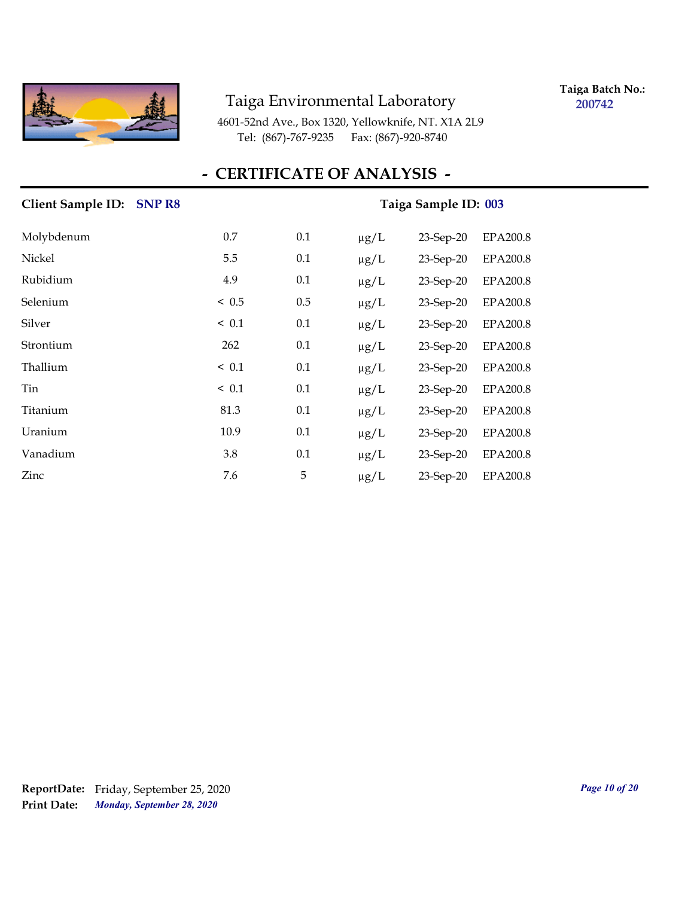Taiga Environmental Laboratory

4601-52nd Ave., Box 1320, Yellowknife, NT. X1A 2L9
Tel: (867)-767-9235 Fax: (867)-920-8740

**Taiga Batch No.:** **200742**

# - CERTIFICATE OF ANALYSIS -

**Client Sample ID:** **SNP R8** **Taiga Sample ID:** **003**

| | | | | | |
|---|---|---|---|---|---|
| Molybdenum | 0.7 | 0.1 | µg/L | 23-Sep-20 | EPA200.8 |
| Nickel | 5.5 | 0.1 | µg/L | 23-Sep-20 | EPA200.8 |
| Rubidium | 4.9 | 0.1 | µg/L | 23-Sep-20 | EPA200.8 |
| Selenium | < 0.5 | 0.5 | µg/L | 23-Sep-20 | EPA200.8 |
| Silver | < 0.1 | 0.1 | µg/L | 23-Sep-20 | EPA200.8 |
| Strontium | 262 | 0.1 | µg/L | 23-Sep-20 | EPA200.8 |
| Thallium | < 0.1 | 0.1 | µg/L | 23-Sep-20 | EPA200.8 |
| Tin | < 0.1 | 0.1 | µg/L | 23-Sep-20 | EPA200.8 |
| Titanium | 81.3 | 0.1 | µg/L | 23-Sep-20 | EPA200.8 |
| Uranium | 10.9 | 0.1 | µg/L | 23-Sep-20 | EPA200.8 |
| Vanadium | 3.8 | 0.1 | µg/L | 23-Sep-20 | EPA200.8 |
| Zinc | 7.6 | 5 | µg/L | 23-Sep-20 | EPA200.8 |

**ReportDate:** Friday, September 25, 2020
**Print Date:** ***Monday, September 28, 2020***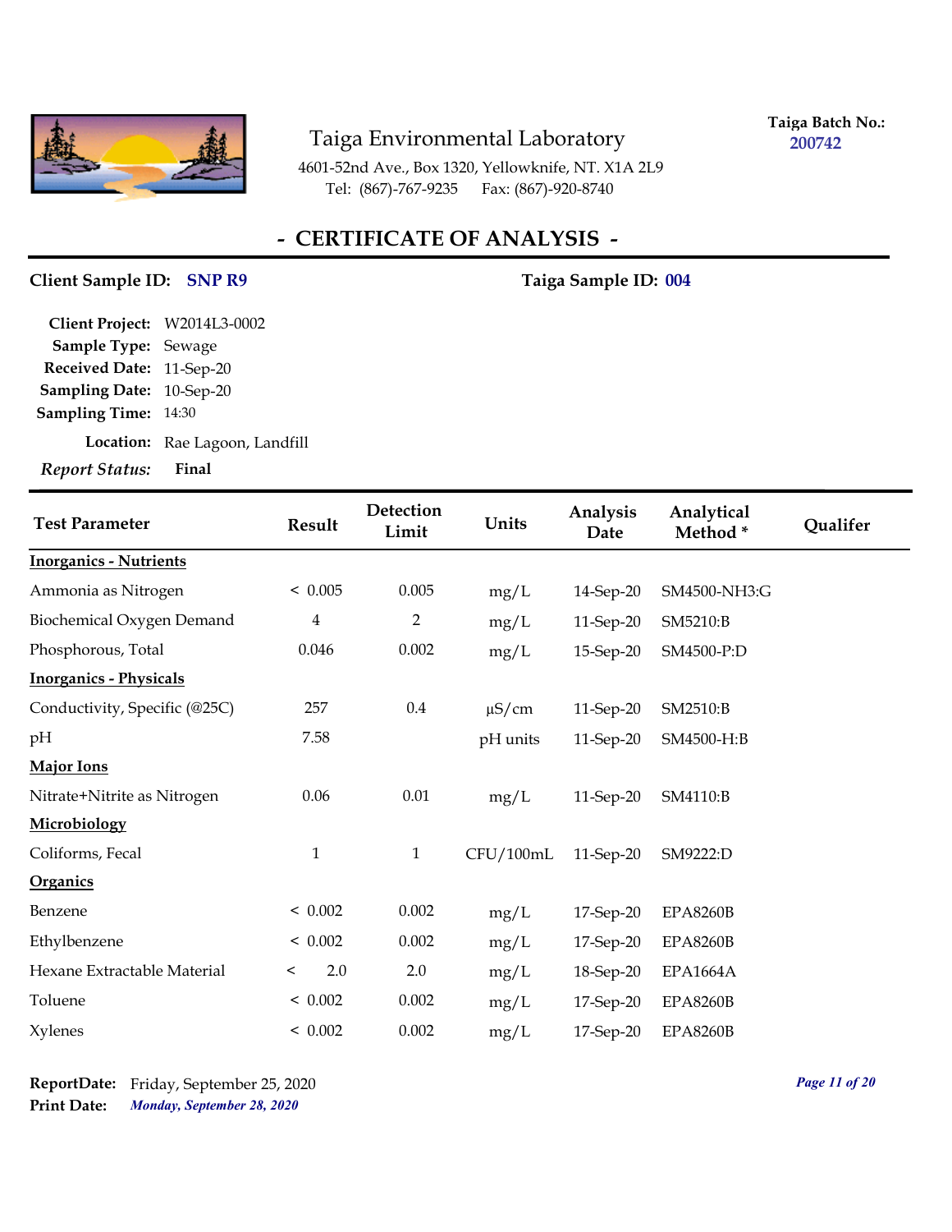Taiga Environmental Laboratory

4601-52nd Ave., Box 1320, Yellowknife, NT. X1A 2L9
Tel: (867)-767-9235 Fax: (867)-920-8740

**Taiga Batch No.:** 200742

## - CERTIFICATE OF ANALYSIS -

**Client Sample ID:** SNP R9 **Taiga Sample ID:** 004

**Client Project:** W2014L3-0002
**Sample Type:** Sewage
**Received Date:** 11-Sep-20
**Sampling Date:** 10-Sep-20
**Sampling Time:** 14:30
**Location:** Rae Lagoon, Landfill
***Report Status:*** **Final**

| Test Parameter | Result | Detection Limit | Units | Analysis Date | Analytical Method * | Qualifer |
|---|---|---|---|---|---|---|
| **Inorganics - Nutrients** | | | | | | |
| Ammonia as Nitrogen | < 0.005 | 0.005 | mg/L | 14-Sep-20 | SM4500-NH3:G | |
| Biochemical Oxygen Demand | 4 | 2 | mg/L | 11-Sep-20 | SM5210:B | |
| Phosphorous, Total | 0.046 | 0.002 | mg/L | 15-Sep-20 | SM4500-P:D | |
| **Inorganics - Physicals** | | | | | | |
| Conductivity, Specific (@25C) | 257 | 0.4 | µS/cm | 11-Sep-20 | SM2510:B | |
| pH | 7.58 | | pH units | 11-Sep-20 | SM4500-H:B | |
| **Major Ions** | | | | | | |
| Nitrate+Nitrite as Nitrogen | 0.06 | 0.01 | mg/L | 11-Sep-20 | SM4110:B | |
| **Microbiology** | | | | | | |
| Coliforms, Fecal | 1 | 1 | CFU/100mL | 11-Sep-20 | SM9222:D | |
| **Organics** | | | | | | |
| Benzene | < 0.002 | 0.002 | mg/L | 17-Sep-20 | EPA8260B | |
| Ethylbenzene | < 0.002 | 0.002 | mg/L | 17-Sep-20 | EPA8260B | |
| Hexane Extractable Material | < 2.0 | 2.0 | mg/L | 18-Sep-20 | EPA1664A | |
| Toluene | < 0.002 | 0.002 | mg/L | 17-Sep-20 | EPA8260B | |
| Xylenes | < 0.002 | 0.002 | mg/L | 17-Sep-20 | EPA8260B | |

**ReportDate:** Friday, September 25, 2020
**Print Date:** ***Monday, September 28, 2020***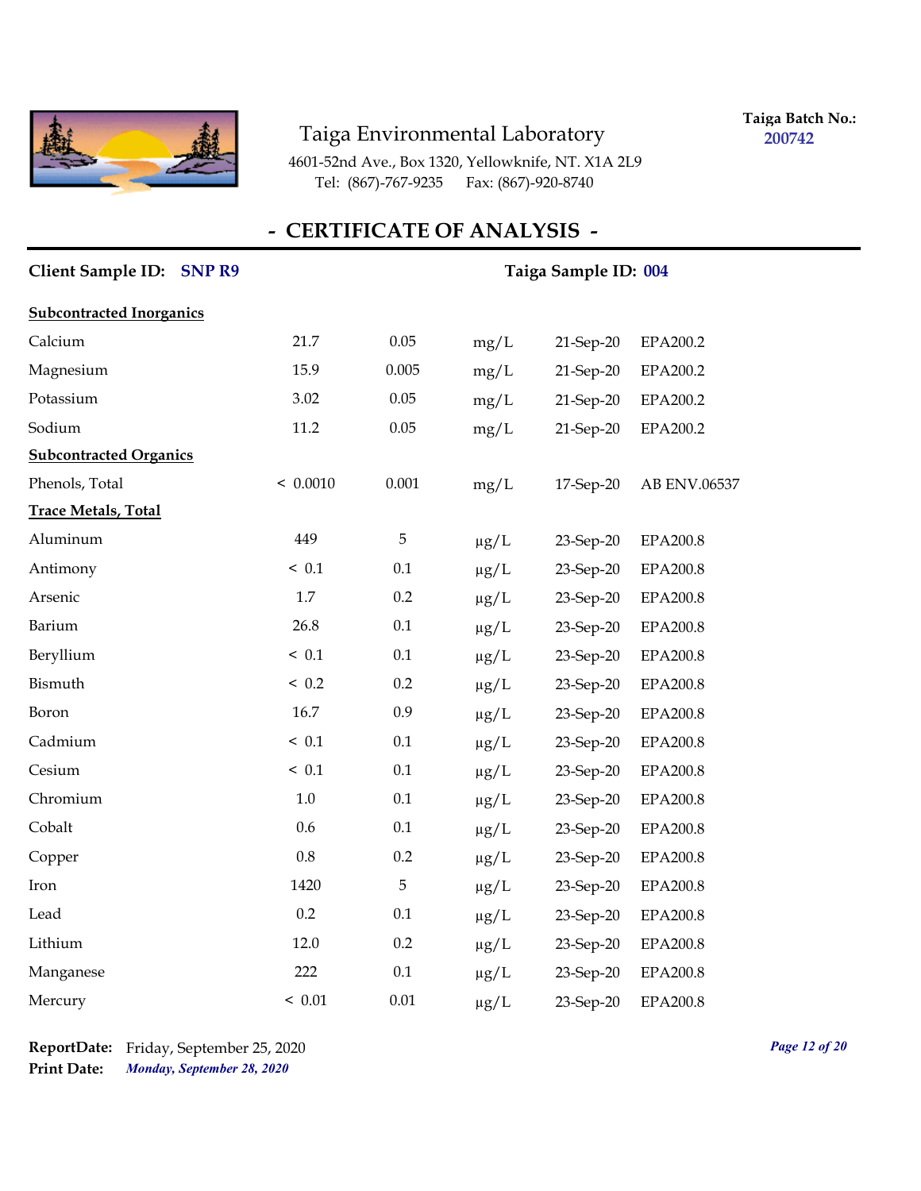Taiga Environmental Laboratory

4601-52nd Ave., Box 1320, Yellowknife, NT. X1A 2L9
Tel: (867)-767-9235 Fax: (867)-920-8740

**Taiga Batch No.:** 200742

## - CERTIFICATE OF ANALYSIS -

**Client Sample ID:** SNP R9 **Taiga Sample ID:** 004

| | | | | | |
|---|---|---|---|---|---|
| **Subcontracted Inorganics** | | | | | |
| Calcium | 21.7 | 0.05 | mg/L | 21-Sep-20 | EPA200.2 |
| Magnesium | 15.9 | 0.005 | mg/L | 21-Sep-20 | EPA200.2 |
| Potassium | 3.02 | 0.05 | mg/L | 21-Sep-20 | EPA200.2 |
| Sodium | 11.2 | 0.05 | mg/L | 21-Sep-20 | EPA200.2 |
| **Subcontracted Organics** | | | | | |
| Phenols, Total | < 0.0010 | 0.001 | mg/L | 17-Sep-20 | AB ENV.06537 |
| **Trace Metals, Total** | | | | | |
| Aluminum | 449 | 5 | µg/L | 23-Sep-20 | EPA200.8 |
| Antimony | < 0.1 | 0.1 | µg/L | 23-Sep-20 | EPA200.8 |
| Arsenic | 1.7 | 0.2 | µg/L | 23-Sep-20 | EPA200.8 |
| Barium | 26.8 | 0.1 | µg/L | 23-Sep-20 | EPA200.8 |
| Beryllium | < 0.1 | 0.1 | µg/L | 23-Sep-20 | EPA200.8 |
| Bismuth | < 0.2 | 0.2 | µg/L | 23-Sep-20 | EPA200.8 |
| Boron | 16.7 | 0.9 | µg/L | 23-Sep-20 | EPA200.8 |
| Cadmium | < 0.1 | 0.1 | µg/L | 23-Sep-20 | EPA200.8 |
| Cesium | < 0.1 | 0.1 | µg/L | 23-Sep-20 | EPA200.8 |
| Chromium | 1.0 | 0.1 | µg/L | 23-Sep-20 | EPA200.8 |
| Cobalt | 0.6 | 0.1 | µg/L | 23-Sep-20 | EPA200.8 |
| Copper | 0.8 | 0.2 | µg/L | 23-Sep-20 | EPA200.8 |
| Iron | 1420 | 5 | µg/L | 23-Sep-20 | EPA200.8 |
| Lead | 0.2 | 0.1 | µg/L | 23-Sep-20 | EPA200.8 |
| Lithium | 12.0 | 0.2 | µg/L | 23-Sep-20 | EPA200.8 |
| Manganese | 222 | 0.1 | µg/L | 23-Sep-20 | EPA200.8 |
| Mercury | < 0.01 | 0.01 | µg/L | 23-Sep-20 | EPA200.8 |

**ReportDate:** Friday, September 25, 2020
**Print Date:** ***Monday, September 28, 2020***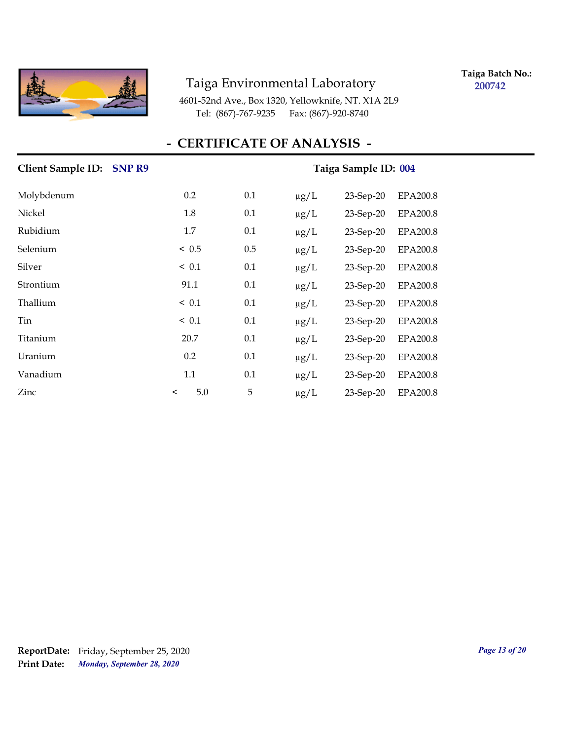Taiga Environmental Laboratory

4601-52nd Ave., Box 1320, Yellowknife, NT. X1A 2L9
Tel: (867)-767-9235 Fax: (867)-920-8740

**Taiga Batch No.:** 200742

## - CERTIFICATE OF ANALYSIS -

**Client Sample ID:** SNP R9 **Taiga Sample ID:** 004

| | | | | | |
|---|---|---|---|---|---|
| Molybdenum | 0.2 | 0.1 | µg/L | 23-Sep-20 | EPA200.8 |
| Nickel | 1.8 | 0.1 | µg/L | 23-Sep-20 | EPA200.8 |
| Rubidium | 1.7 | 0.1 | µg/L | 23-Sep-20 | EPA200.8 |
| Selenium | < 0.5 | 0.5 | µg/L | 23-Sep-20 | EPA200.8 |
| Silver | < 0.1 | 0.1 | µg/L | 23-Sep-20 | EPA200.8 |
| Strontium | 91.1 | 0.1 | µg/L | 23-Sep-20 | EPA200.8 |
| Thallium | < 0.1 | 0.1 | µg/L | 23-Sep-20 | EPA200.8 |
| Tin | < 0.1 | 0.1 | µg/L | 23-Sep-20 | EPA200.8 |
| Titanium | 20.7 | 0.1 | µg/L | 23-Sep-20 | EPA200.8 |
| Uranium | 0.2 | 0.1 | µg/L | 23-Sep-20 | EPA200.8 |
| Vanadium | 1.1 | 0.1 | µg/L | 23-Sep-20 | EPA200.8 |
| Zinc | < 5.0 | 5 | µg/L | 23-Sep-20 | EPA200.8 |

**ReportDate:** Friday, September 25, 2020
**Print Date:** *Monday, September 28, 2020*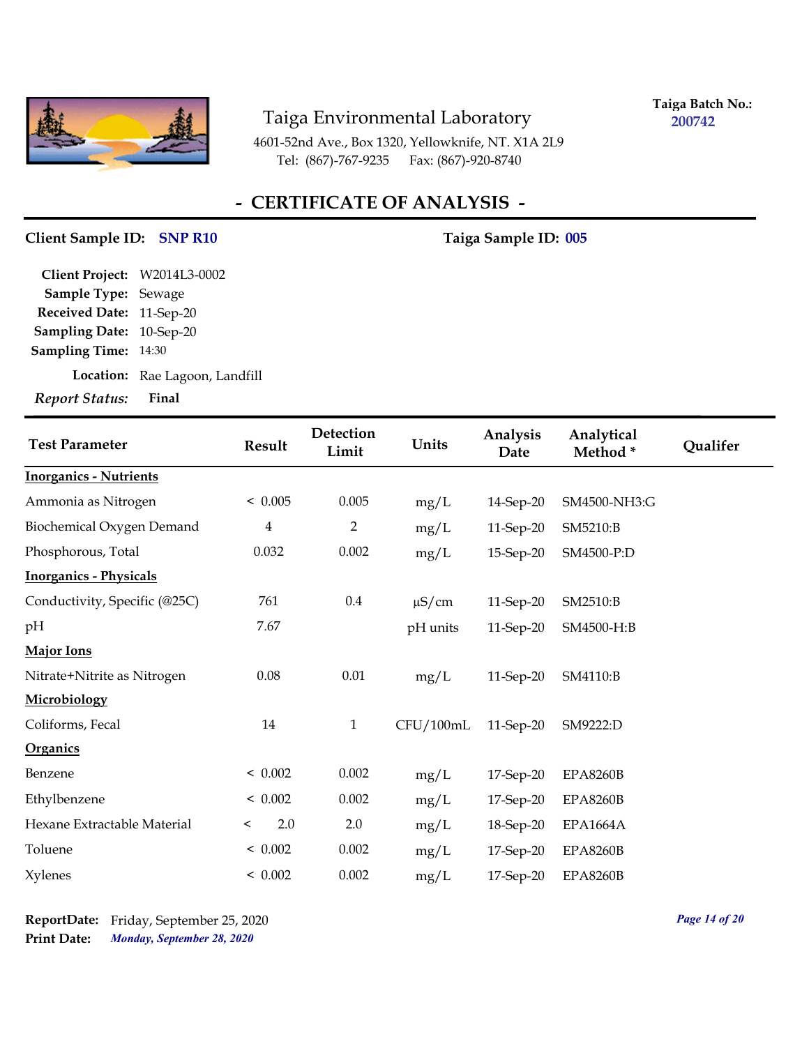# Taiga Environmental Laboratory

4601-52nd Ave., Box 1320, Yellowknife, NT. X1A 2L9
Tel: (867)-767-9235 Fax: (867)-920-8740

**Taiga Batch No.:** 200742

## - CERTIFICATE OF ANALYSIS -

**Client Sample ID:** SNP R10 **Taiga Sample ID:** 005

**Client Project:** W2014L3-0002
**Sample Type:** Sewage
**Received Date:** 11-Sep-20
**Sampling Date:** 10-Sep-20
**Sampling Time:** 14:30
**Location:** Rae Lagoon, Landfill
***Report Status:*** **Final**

| Test Parameter | Result | Detection Limit | Units | Analysis Date | Analytical Method * | Qualifer |
|---|---|---|---|---|---|---|
| **Inorganics - Nutrients** | | | | | | |
| Ammonia as Nitrogen | < 0.005 | 0.005 | mg/L | 14-Sep-20 | SM4500-NH3:G | |
| Biochemical Oxygen Demand | 4 | 2 | mg/L | 11-Sep-20 | SM5210:B | |
| Phosphorous, Total | 0.032 | 0.002 | mg/L | 15-Sep-20 | SM4500-P:D | |
| **Inorganics - Physicals** | | | | | | |
| Conductivity, Specific (@25C) | 761 | 0.4 | µS/cm | 11-Sep-20 | SM2510:B | |
| pH | 7.67 | | pH units | 11-Sep-20 | SM4500-H:B | |
| **Major Ions** | | | | | | |
| Nitrate+Nitrite as Nitrogen | 0.08 | 0.01 | mg/L | 11-Sep-20 | SM4110:B | |
| **Microbiology** | | | | | | |
| Coliforms, Fecal | 14 | 1 | CFU/100mL | 11-Sep-20 | SM9222:D | |
| **Organics** | | | | | | |
| Benzene | < 0.002 | 0.002 | mg/L | 17-Sep-20 | EPA8260B | |
| Ethylbenzene | < 0.002 | 0.002 | mg/L | 17-Sep-20 | EPA8260B | |
| Hexane Extractable Material | < 2.0 | 2.0 | mg/L | 18-Sep-20 | EPA1664A | |
| Toluene | < 0.002 | 0.002 | mg/L | 17-Sep-20 | EPA8260B | |
| Xylenes | < 0.002 | 0.002 | mg/L | 17-Sep-20 | EPA8260B | |

**ReportDate:** Friday, September 25, 2020
**Print Date:** *Monday, September 28, 2020*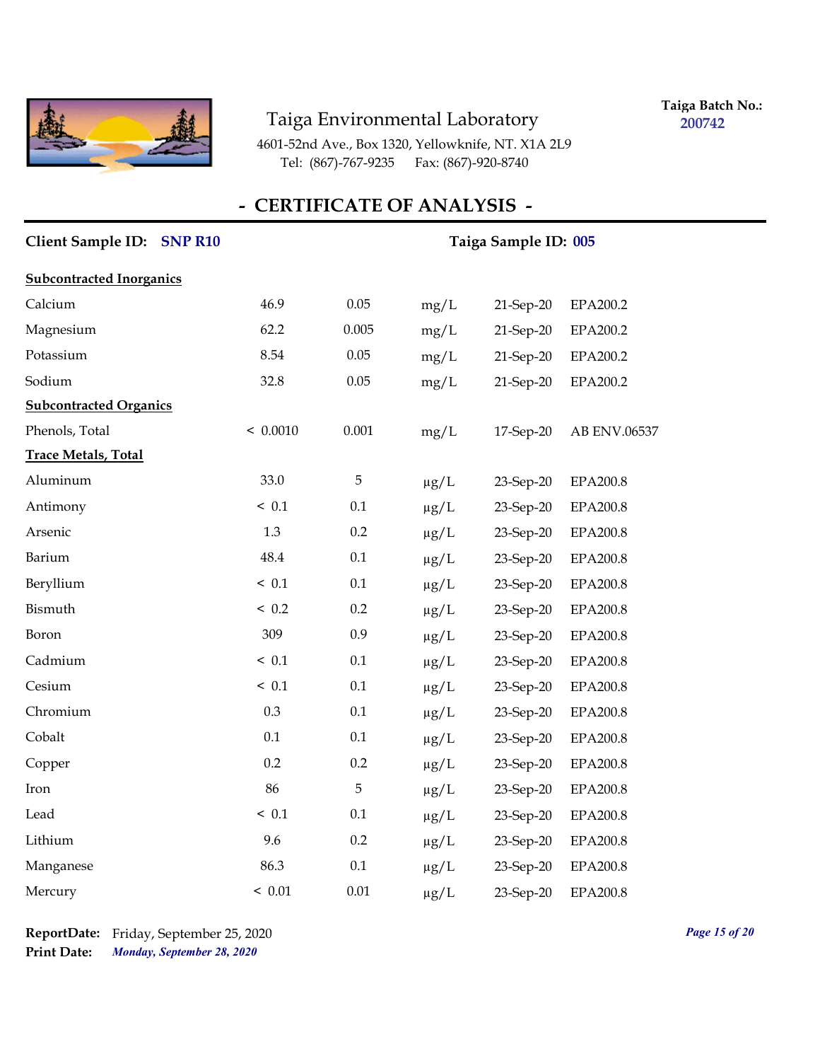# Taiga Environmental Laboratory

4601-52nd Ave., Box 1320, Yellowknife, NT. X1A 2L9
Tel: (867)-767-9235 Fax: (867)-920-8740

**Taiga Batch No.:** 200742

## - CERTIFICATE OF ANALYSIS -

**Client Sample ID:** SNP R10 **Taiga Sample ID:** 005

| | | | | | |
|---|---|---|---|---|---|
| **Subcontracted Inorganics** | | | | | |
| Calcium | 46.9 | 0.05 | mg/L | 21-Sep-20 | EPA200.2 |
| Magnesium | 62.2 | 0.005 | mg/L | 21-Sep-20 | EPA200.2 |
| Potassium | 8.54 | 0.05 | mg/L | 21-Sep-20 | EPA200.2 |
| Sodium | 32.8 | 0.05 | mg/L | 21-Sep-20 | EPA200.2 |
| **Subcontracted Organics** | | | | | |
| Phenols, Total | < 0.0010 | 0.001 | mg/L | 17-Sep-20 | AB ENV.06537 |
| **Trace Metals, Total** | | | | | |
| Aluminum | 33.0 | 5 | µg/L | 23-Sep-20 | EPA200.8 |
| Antimony | < 0.1 | 0.1 | µg/L | 23-Sep-20 | EPA200.8 |
| Arsenic | 1.3 | 0.2 | µg/L | 23-Sep-20 | EPA200.8 |
| Barium | 48.4 | 0.1 | µg/L | 23-Sep-20 | EPA200.8 |
| Beryllium | < 0.1 | 0.1 | µg/L | 23-Sep-20 | EPA200.8 |
| Bismuth | < 0.2 | 0.2 | µg/L | 23-Sep-20 | EPA200.8 |
| Boron | 309 | 0.9 | µg/L | 23-Sep-20 | EPA200.8 |
| Cadmium | < 0.1 | 0.1 | µg/L | 23-Sep-20 | EPA200.8 |
| Cesium | < 0.1 | 0.1 | µg/L | 23-Sep-20 | EPA200.8 |
| Chromium | 0.3 | 0.1 | µg/L | 23-Sep-20 | EPA200.8 |
| Cobalt | 0.1 | 0.1 | µg/L | 23-Sep-20 | EPA200.8 |
| Copper | 0.2 | 0.2 | µg/L | 23-Sep-20 | EPA200.8 |
| Iron | 86 | 5 | µg/L | 23-Sep-20 | EPA200.8 |
| Lead | < 0.1 | 0.1 | µg/L | 23-Sep-20 | EPA200.8 |
| Lithium | 9.6 | 0.2 | µg/L | 23-Sep-20 | EPA200.8 |
| Manganese | 86.3 | 0.1 | µg/L | 23-Sep-20 | EPA200.8 |
| Mercury | < 0.01 | 0.01 | µg/L | 23-Sep-20 | EPA200.8 |

**ReportDate:** Friday, September 25, 2020
**Print Date:** *Monday, September 28, 2020*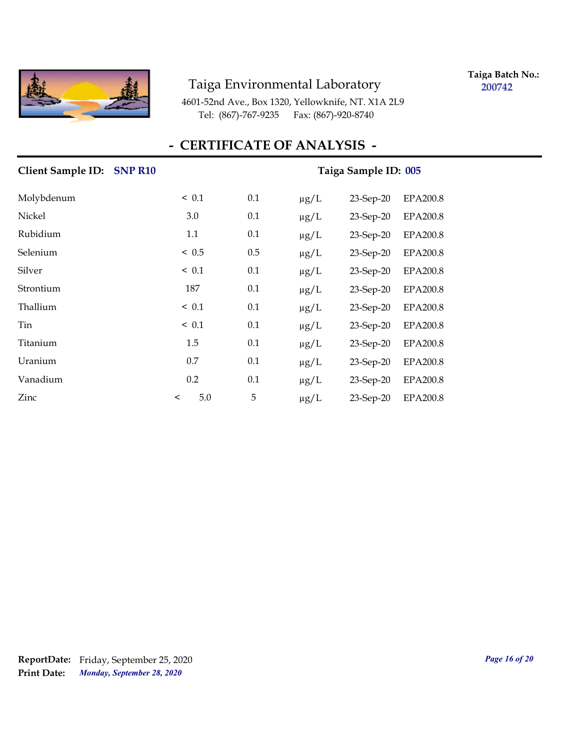Taiga Environmental Laboratory

4601-52nd Ave., Box 1320, Yellowknife, NT. X1A 2L9
Tel: (867)-767-9235 Fax: (867)-920-8740

**Taiga Batch No.:** **200742**

## - CERTIFICATE OF ANALYSIS -

**Client Sample ID:** **SNP R10** **Taiga Sample ID:** **005**

| | | | | | |
|---|---|---|---|---|---|
| Molybdenum | < 0.1 | 0.1 | µg/L | 23-Sep-20 | EPA200.8 |
| Nickel | 3.0 | 0.1 | µg/L | 23-Sep-20 | EPA200.8 |
| Rubidium | 1.1 | 0.1 | µg/L | 23-Sep-20 | EPA200.8 |
| Selenium | < 0.5 | 0.5 | µg/L | 23-Sep-20 | EPA200.8 |
| Silver | < 0.1 | 0.1 | µg/L | 23-Sep-20 | EPA200.8 |
| Strontium | 187 | 0.1 | µg/L | 23-Sep-20 | EPA200.8 |
| Thallium | < 0.1 | 0.1 | µg/L | 23-Sep-20 | EPA200.8 |
| Tin | < 0.1 | 0.1 | µg/L | 23-Sep-20 | EPA200.8 |
| Titanium | 1.5 | 0.1 | µg/L | 23-Sep-20 | EPA200.8 |
| Uranium | 0.7 | 0.1 | µg/L | 23-Sep-20 | EPA200.8 |
| Vanadium | 0.2 | 0.1 | µg/L | 23-Sep-20 | EPA200.8 |
| Zinc | < 5.0 | 5 | µg/L | 23-Sep-20 | EPA200.8 |

**ReportDate:** Friday, September 25, 2020
**Print Date:** ***Monday, September 28, 2020***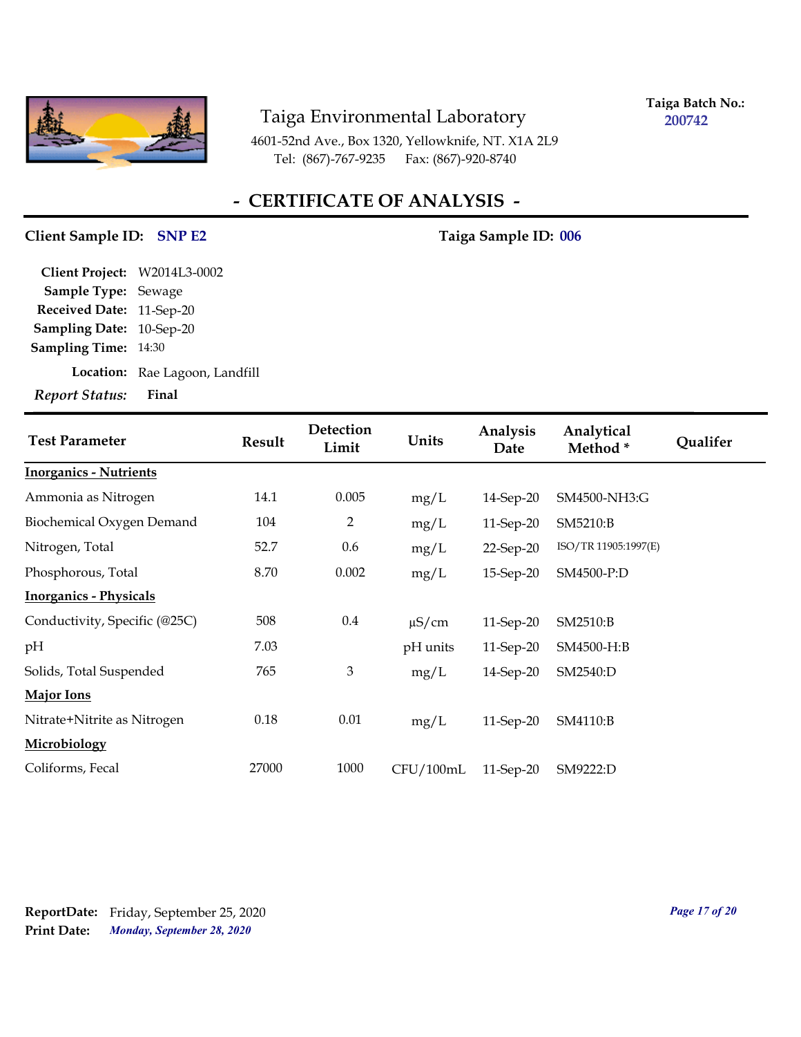Taiga Environmental Laboratory

4601-52nd Ave., Box 1320, Yellowknife, NT. X1A 2L9
Tel: (867)-767-9235 Fax: (867)-920-8740

**Taiga Batch No.:** 200742

# - CERTIFICATE OF ANALYSIS -

**Client Sample ID:** SNP E2 **Taiga Sample ID:** 006

**Client Project:** W2014L3-0002
**Sample Type:** Sewage
**Received Date:** 11-Sep-20
**Sampling Date:** 10-Sep-20
**Sampling Time:** 14:30
**Location:** Rae Lagoon, Landfill
***Report Status:*** **Final**

| Test Parameter | Result | Detection Limit | Units | Analysis Date | Analytical Method * | Qualifer |
|---|---|---|---|---|---|---|
| **Inorganics - Nutrients** | | | | | | |
| Ammonia as Nitrogen | 14.1 | 0.005 | mg/L | 14-Sep-20 | SM4500-NH3:G | |
| Biochemical Oxygen Demand | 104 | 2 | mg/L | 11-Sep-20 | SM5210:B | |
| Nitrogen, Total | 52.7 | 0.6 | mg/L | 22-Sep-20 | ISO/TR 11905:1997(E) | |
| Phosphorous, Total | 8.70 | 0.002 | mg/L | 15-Sep-20 | SM4500-P:D | |
| **Inorganics - Physicals** | | | | | | |
| Conductivity, Specific (@25C) | 508 | 0.4 | µS/cm | 11-Sep-20 | SM2510:B | |
| pH | 7.03 | | pH units | 11-Sep-20 | SM4500-H:B | |
| Solids, Total Suspended | 765 | 3 | mg/L | 14-Sep-20 | SM2540:D | |
| **Major Ions** | | | | | | |
| Nitrate+Nitrite as Nitrogen | 0.18 | 0.01 | mg/L | 11-Sep-20 | SM4110:B | |
| **Microbiology** | | | | | | |
| Coliforms, Fecal | 27000 | 1000 | CFU/100mL | 11-Sep-20 | SM9222:D | |

**ReportDate:** Friday, September 25, 2020
**Print Date:** ***Monday, September 28, 2020***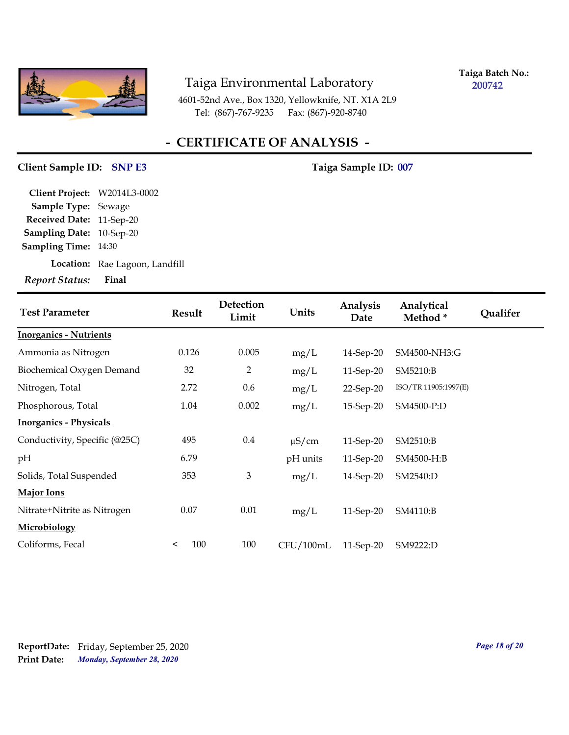Taiga Environmental Laboratory

4601-52nd Ave., Box 1320, Yellowknife, NT. X1A 2L9
Tel: (867)-767-9235 Fax: (867)-920-8740

**Taiga Batch No.:** 200742

# - CERTIFICATE OF ANALYSIS -

**Client Sample ID:** SNP E3 **Taiga Sample ID:** 007

**Client Project:** W2014L3-0002
**Sample Type:** Sewage
**Received Date:** 11-Sep-20
**Sampling Date:** 10-Sep-20
**Sampling Time:** 14:30

**Location:** Rae Lagoon, Landfill
***Report Status:*** **Final**

| Test Parameter | Result | Detection Limit | Units | Analysis Date | Analytical Method * | Qualifer |
|---|---|---|---|---|---|---|
| **Inorganics - Nutrients** | | | | | | |
| Ammonia as Nitrogen | 0.126 | 0.005 | mg/L | 14-Sep-20 | SM4500-NH3:G | |
| Biochemical Oxygen Demand | 32 | 2 | mg/L | 11-Sep-20 | SM5210:B | |
| Nitrogen, Total | 2.72 | 0.6 | mg/L | 22-Sep-20 | ISO/TR 11905:1997(E) | |
| Phosphorous, Total | 1.04 | 0.002 | mg/L | 15-Sep-20 | SM4500-P:D | |
| **Inorganics - Physicals** | | | | | | |
| Conductivity, Specific (@25C) | 495 | 0.4 | µS/cm | 11-Sep-20 | SM2510:B | |
| pH | 6.79 | | pH units | 11-Sep-20 | SM4500-H:B | |
| Solids, Total Suspended | 353 | 3 | mg/L | 14-Sep-20 | SM2540:D | |
| **Major Ions** | | | | | | |
| Nitrate+Nitrite as Nitrogen | 0.07 | 0.01 | mg/L | 11-Sep-20 | SM4110:B | |
| **Microbiology** | | | | | | |
| Coliforms, Fecal | < 100 | 100 | CFU/100mL | 11-Sep-20 | SM9222:D | |

**ReportDate:** Friday, September 25, 2020
**Print Date:** ***Monday, September 28, 2020***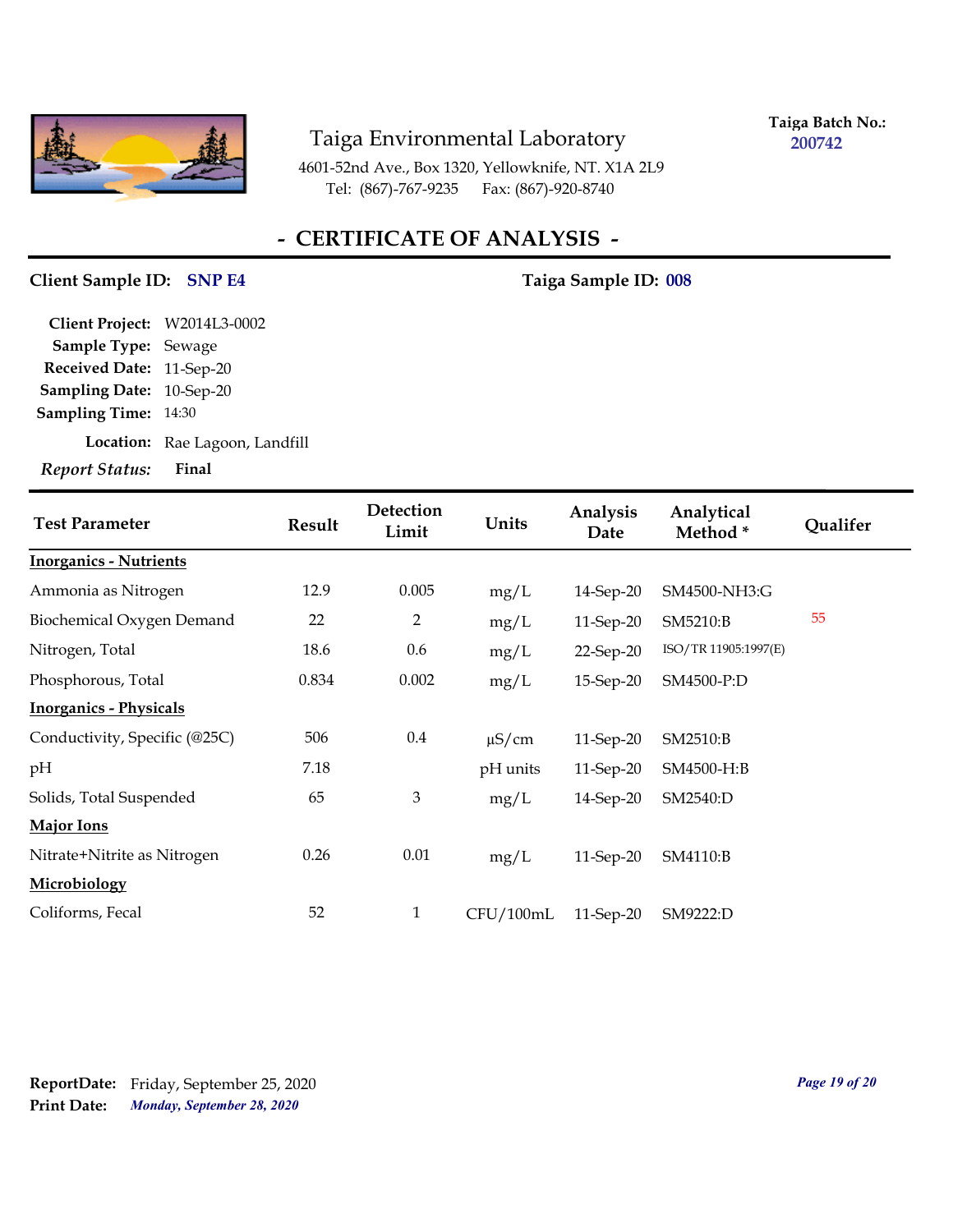# Taiga Environmental Laboratory

4601-52nd Ave., Box 1320, Yellowknife, NT. X1A 2L9
Tel: (867)-767-9235 Fax: (867)-920-8740

**Taiga Batch No.:** 200742

## - CERTIFICATE OF ANALYSIS -

**Client Sample ID:** SNP E4 **Taiga Sample ID:** 008

**Client Project:** W2014L3-0002
**Sample Type:** Sewage
**Received Date:** 11-Sep-20
**Sampling Date:** 10-Sep-20
**Sampling Time:** 14:30
**Location:** Rae Lagoon, Landfill
***Report Status:*** **Final**

| Test Parameter | Result | Detection Limit | Units | Analysis Date | Analytical Method * | Qualifer |
|---|---|---|---|---|---|---|
| **Inorganics - Nutrients** | | | | | | |
| Ammonia as Nitrogen | 12.9 | 0.005 | mg/L | 14-Sep-20 | SM4500-NH3:G | |
| Biochemical Oxygen Demand | 22 | 2 | mg/L | 11-Sep-20 | SM5210:B | 55 |
| Nitrogen, Total | 18.6 | 0.6 | mg/L | 22-Sep-20 | ISO/TR 11905:1997(E) | |
| Phosphorous, Total | 0.834 | 0.002 | mg/L | 15-Sep-20 | SM4500-P:D | |
| **Inorganics - Physicals** | | | | | | |
| Conductivity, Specific (@25C) | 506 | 0.4 | µS/cm | 11-Sep-20 | SM2510:B | |
| pH | 7.18 | | pH units | 11-Sep-20 | SM4500-H:B | |
| Solids, Total Suspended | 65 | 3 | mg/L | 14-Sep-20 | SM2540:D | |
| **Major Ions** | | | | | | |
| Nitrate+Nitrite as Nitrogen | 0.26 | 0.01 | mg/L | 11-Sep-20 | SM4110:B | |
| **Microbiology** | | | | | | |
| Coliforms, Fecal | 52 | 1 | CFU/100mL | 11-Sep-20 | SM9222:D | |

**ReportDate:** Friday, September 25, 2020
**Print Date:** ***Monday, September 28, 2020***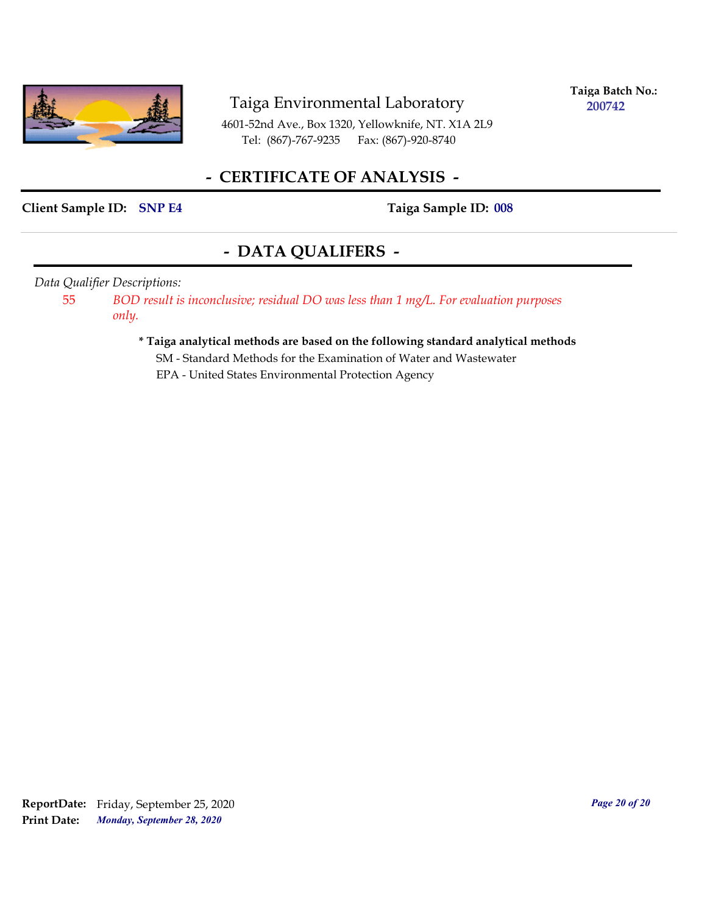Taiga Environmental Laboratory

4601-52nd Ave., Box 1320, Yellowknife, NT. X1A 2L9
Tel: (867)-767-9235 Fax: (867)-920-8740

**Taiga Batch No.:** **200742**

## - CERTIFICATE OF ANALYSIS -

**Client Sample ID:** **SNP E4** **Taiga Sample ID:** **008**

## - DATA QUALIFERS -

*Data Qualifier Descriptions:*

55 *BOD result is inconclusive; residual DO was less than 1 mg/L. For evaluation purposes only.*

**\* Taiga analytical methods are based on the following standard analytical methods**

SM - Standard Methods for the Examination of Water and Wastewater
EPA - United States Environmental Protection Agency

**ReportDate:** Friday, September 25, 2020
**Print Date:** ***Monday, September 28, 2020***